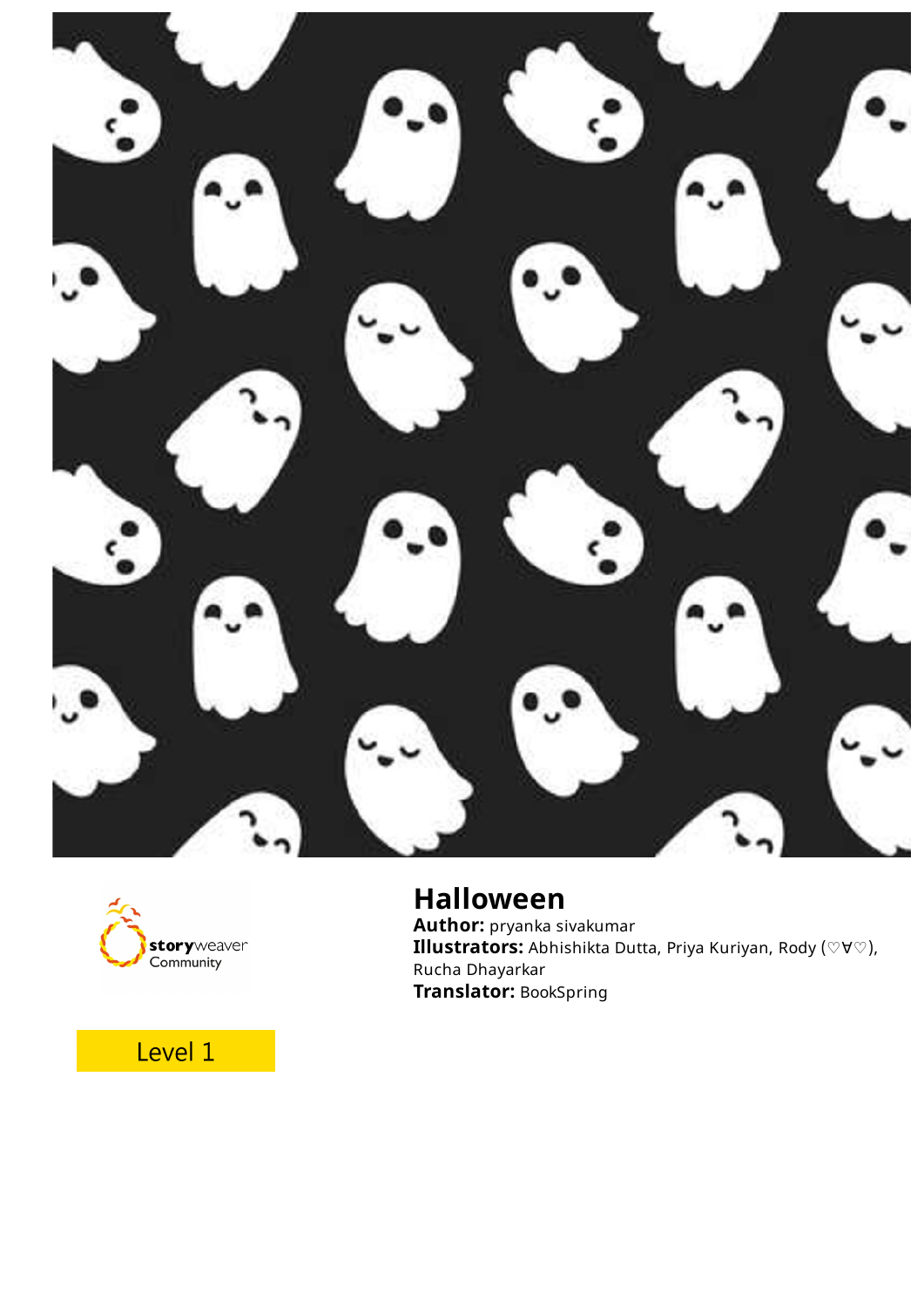# Halloween

**Author:** pryanka sivakumar
**Illustrators:** Abhishikta Dutta, Priya Kuriyan, Rody (♡∀♡), Rucha Dhayarkar
**Translator:** BookSpring

Level 1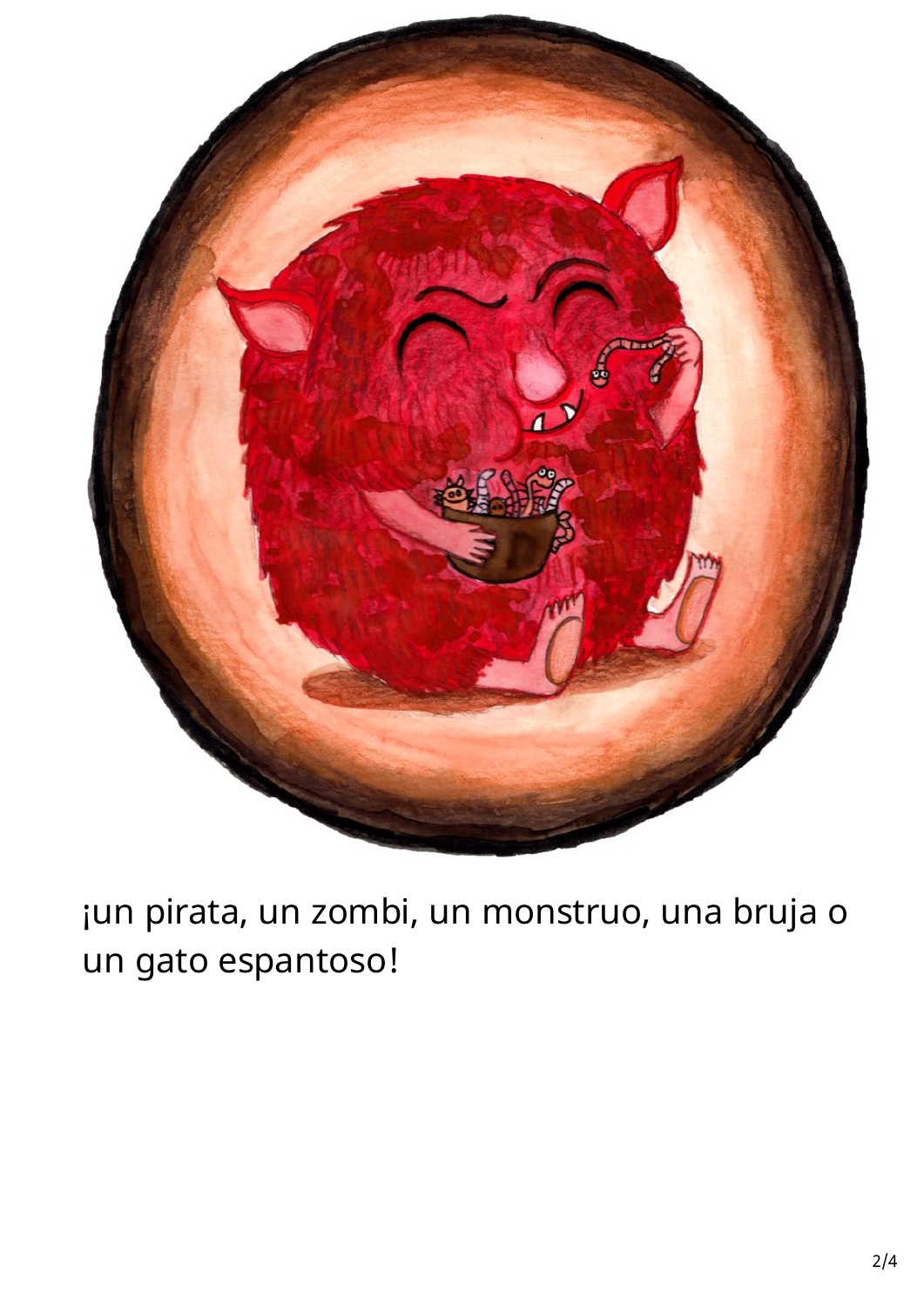¡un pirata, un zombi, un monstruo, una bruja o un gato espantoso!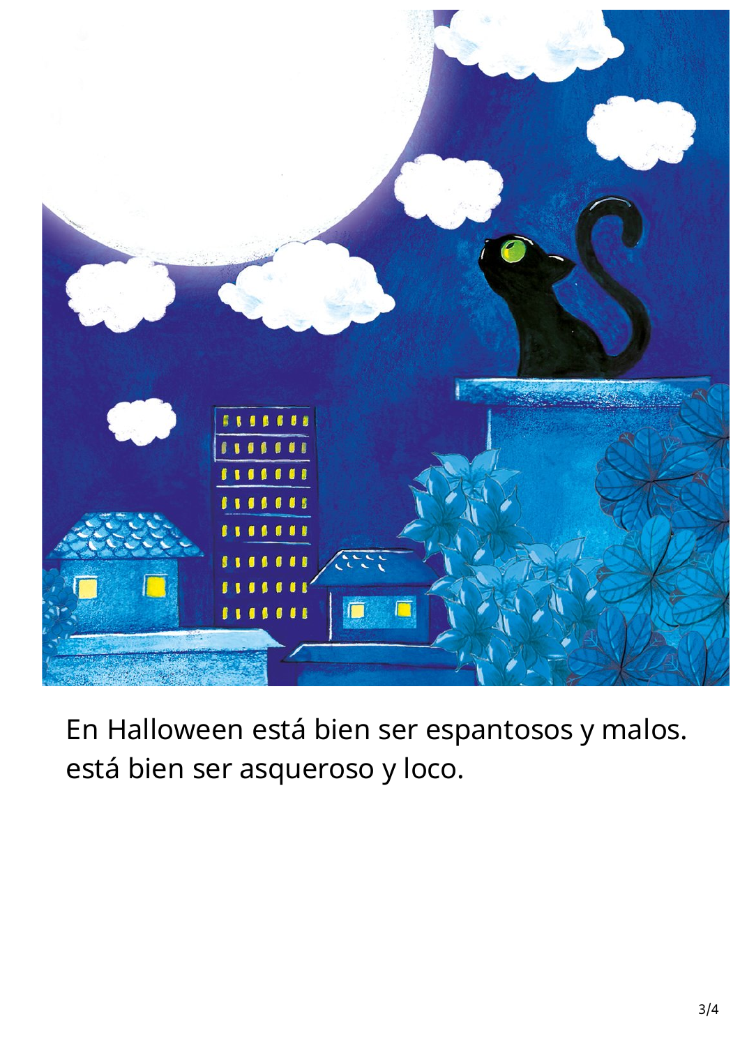En Halloween está bien ser espantosos y malos.
está bien ser asqueroso y loco.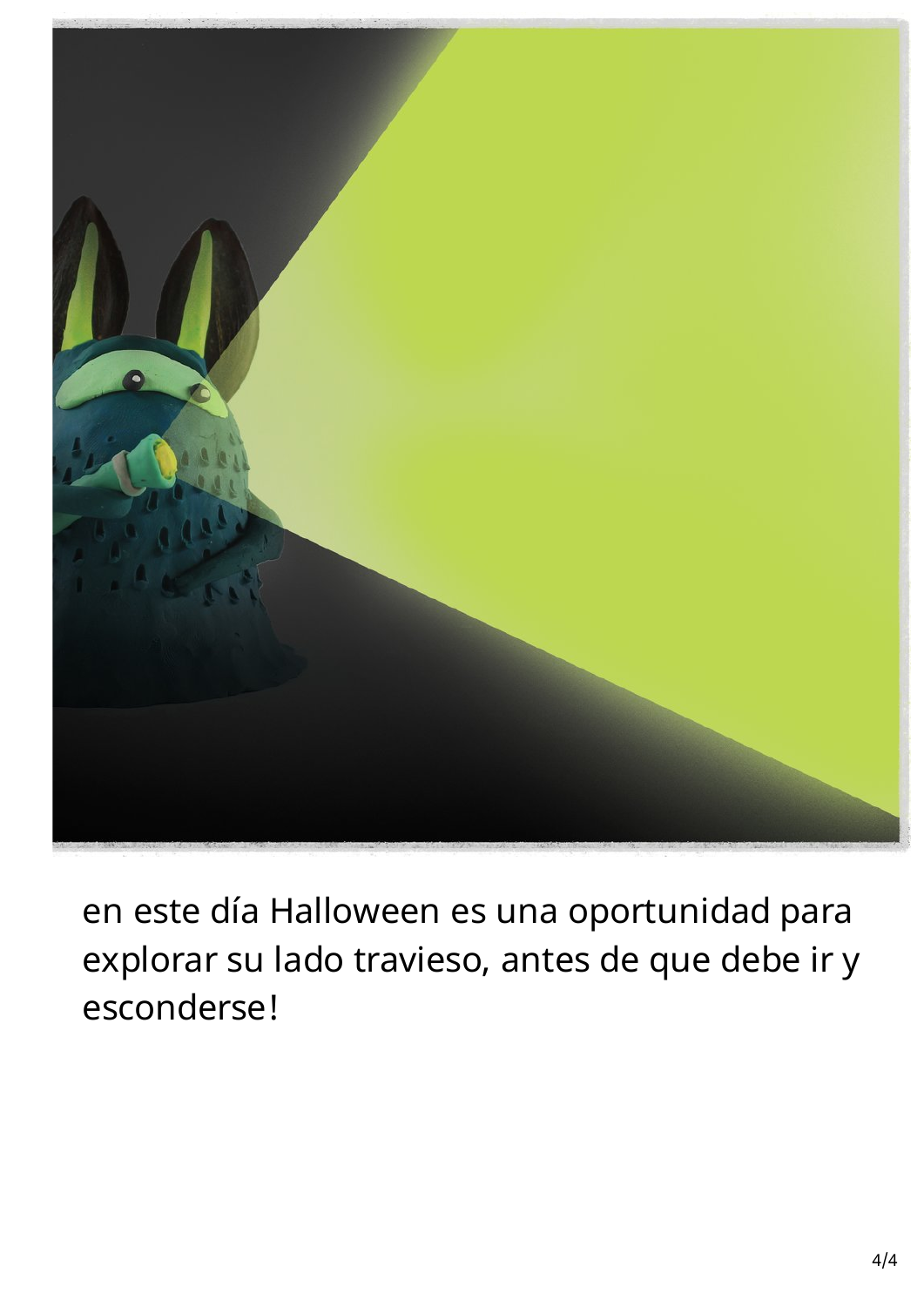en este día Halloween es una oportunidad para explorar su lado travieso, antes de que debe ir y esconderse!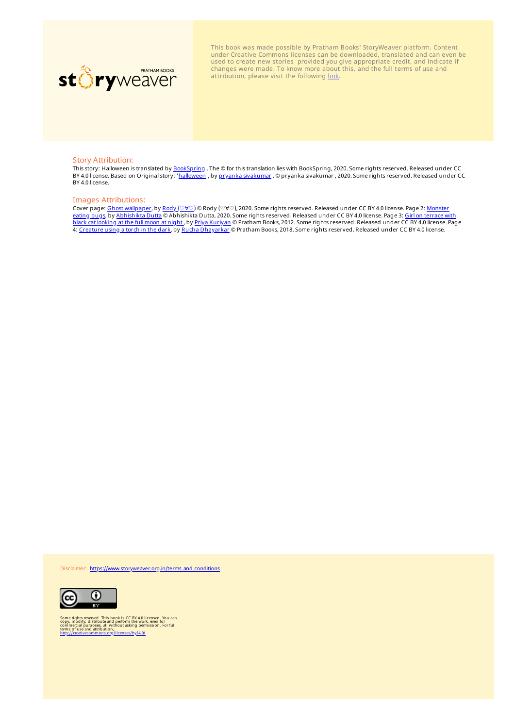storyweaver PRATHAM BOOKS

This book was made possible by Pratham Books' StoryWeaver platform. Content under Creative Commons licenses can be downloaded, translated and can even be used to create new stories provided you give appropriate credit, and indicate if changes were made. To know more about this, and the full terms of use and attribution, please visit the following link.

## Story Attribution:

This story: Halloween is translated by BookSpring . The © for this translation lies with BookSpring, 2020. Some rights reserved. Released under CC BY 4.0 license. Based on Original story: 'halloween', by pryanka sivakumar . © pryanka sivakumar , 2020. Some rights reserved. Released under CC BY 4.0 license.

## Images Attributions:

Cover page: Ghost wallpaper, by Rody (♡∀♡) © Rody (♡∀♡), 2020. Some rights reserved. Released under CC BY 4.0 license. Page 2: Monster eating bugs, by Abhishikta Dutta © Abhishikta Dutta, 2020. Some rights reserved. Released under CC BY 4.0 license. Page 3: Girl on terrace with black cat looking at the full moon at night , by Priya Kuriyan © Pratham Books, 2012. Some rights reserved. Released under CC BY 4.0 license. Page 4: Creature using a torch in the dark, by Rucha Dhayarkar © Pratham Books, 2018. Some rights reserved. Released under CC BY 4.0 license.

Disclaimer: https://www.storyweaver.org.in/terms_and_conditions

Some rights reserved. This book is CC-BY-4.0 licensed. You can copy, modify, distribute and perform the work, even for commercial purposes, all without asking permission. For full terms of use and attribution, http://creativecommons.org/licenses/by/4.0/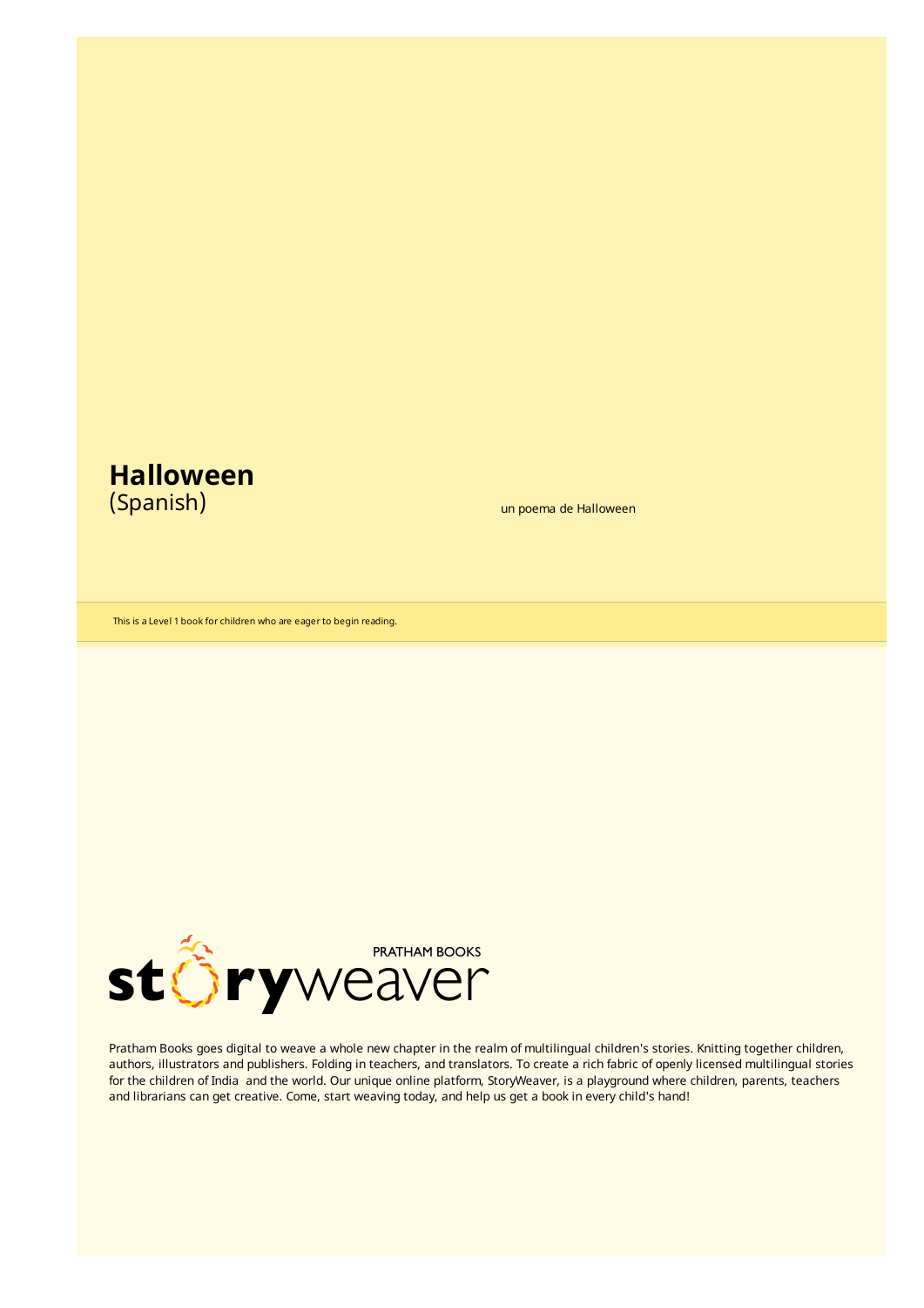**Halloween**
(Spanish)

un poema de Halloween

This is a Level 1 book for children who are eager to begin reading.

storyweaver PRATHAM BOOKS

Pratham Books goes digital to weave a whole new chapter in the realm of multilingual children's stories. Knitting together children, authors, illustrators and publishers. Folding in teachers, and translators. To create a rich fabric of openly licensed multilingual stories for the children of India and the world. Our unique online platform, StoryWeaver, is a playground where children, parents, teachers and librarians can get creative. Come, start weaving today, and help us get a book in every child's hand!